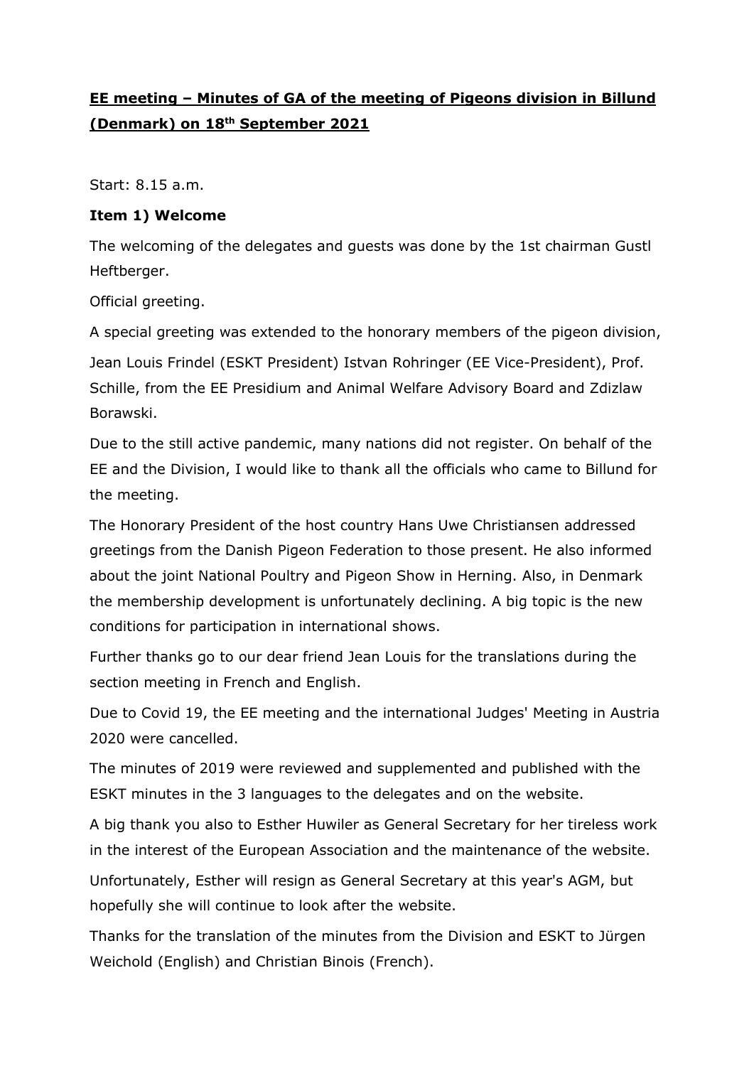# EE meeting – Minutes of GA of the meeting of Pigeons division in Billund (Denmark) on 18th September 2021

Start: 8.15 a.m.

**Item 1) Welcome**

The welcoming of the delegates and guests was done by the 1st chairman Gustl Heftberger.

Official greeting.

A special greeting was extended to the honorary members of the pigeon division,

Jean Louis Frindel (ESKT President) Istvan Rohringer (EE Vice-President), Prof. Schille, from the EE Presidium and Animal Welfare Advisory Board and Zdizlaw Borawski.

Due to the still active pandemic, many nations did not register. On behalf of the EE and the Division, I would like to thank all the officials who came to Billund for the meeting.

The Honorary President of the host country Hans Uwe Christiansen addressed greetings from the Danish Pigeon Federation to those present. He also informed about the joint National Poultry and Pigeon Show in Herning. Also, in Denmark the membership development is unfortunately declining. A big topic is the new conditions for participation in international shows.

Further thanks go to our dear friend Jean Louis for the translations during the section meeting in French and English.

Due to Covid 19, the EE meeting and the international Judges' Meeting in Austria 2020 were cancelled.

The minutes of 2019 were reviewed and supplemented and published with the ESKT minutes in the 3 languages to the delegates and on the website.

A big thank you also to Esther Huwiler as General Secretary for her tireless work in the interest of the European Association and the maintenance of the website.

Unfortunately, Esther will resign as General Secretary at this year's AGM, but hopefully she will continue to look after the website.

Thanks for the translation of the minutes from the Division and ESKT to Jürgen Weichold (English) and Christian Binois (French).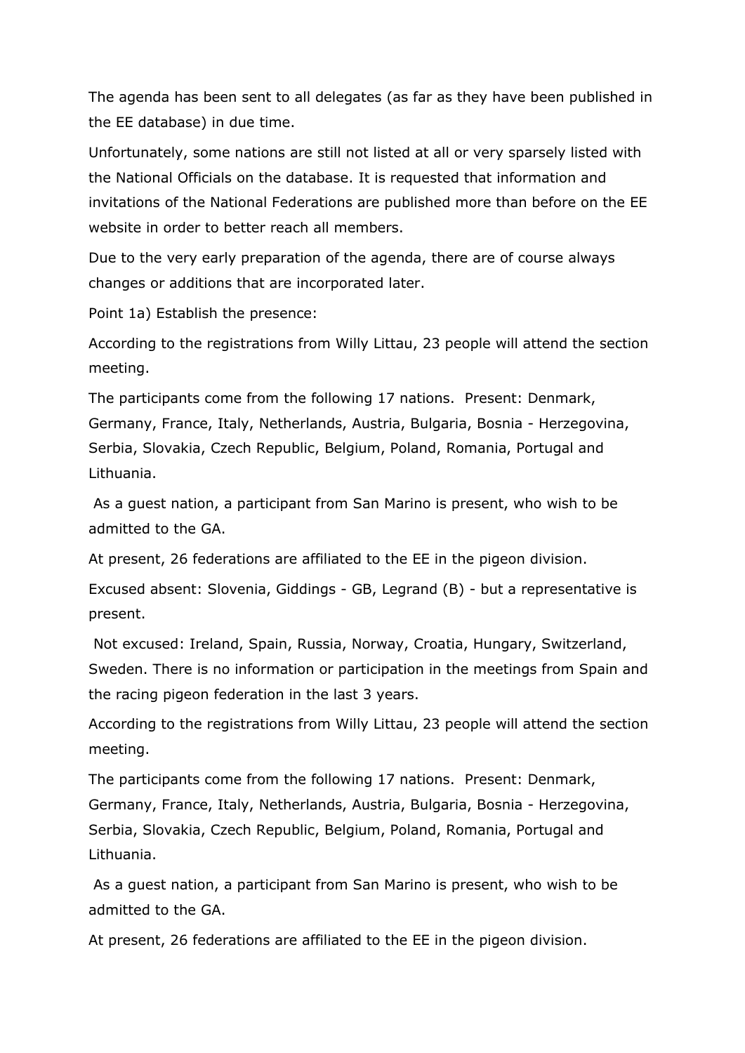The agenda has been sent to all delegates (as far as they have been published in the EE database) in due time.

Unfortunately, some nations are still not listed at all or very sparsely listed with the National Officials on the database. It is requested that information and invitations of the National Federations are published more than before on the EE website in order to better reach all members.

Due to the very early preparation of the agenda, there are of course always changes or additions that are incorporated later.

Point 1a) Establish the presence:

According to the registrations from Willy Littau, 23 people will attend the section meeting.

The participants come from the following 17 nations. Present: Denmark, Germany, France, Italy, Netherlands, Austria, Bulgaria, Bosnia - Herzegovina, Serbia, Slovakia, Czech Republic, Belgium, Poland, Romania, Portugal and Lithuania.

As a guest nation, a participant from San Marino is present, who wish to be admitted to the GA.

At present, 26 federations are affiliated to the EE in the pigeon division.

Excused absent: Slovenia, Giddings - GB, Legrand (B) - but a representative is present.

Not excused: Ireland, Spain, Russia, Norway, Croatia, Hungary, Switzerland, Sweden. There is no information or participation in the meetings from Spain and the racing pigeon federation in the last 3 years.

According to the registrations from Willy Littau, 23 people will attend the section meeting.

The participants come from the following 17 nations. Present: Denmark, Germany, France, Italy, Netherlands, Austria, Bulgaria, Bosnia - Herzegovina, Serbia, Slovakia, Czech Republic, Belgium, Poland, Romania, Portugal and Lithuania.

As a guest nation, a participant from San Marino is present, who wish to be admitted to the GA.

At present, 26 federations are affiliated to the EE in the pigeon division.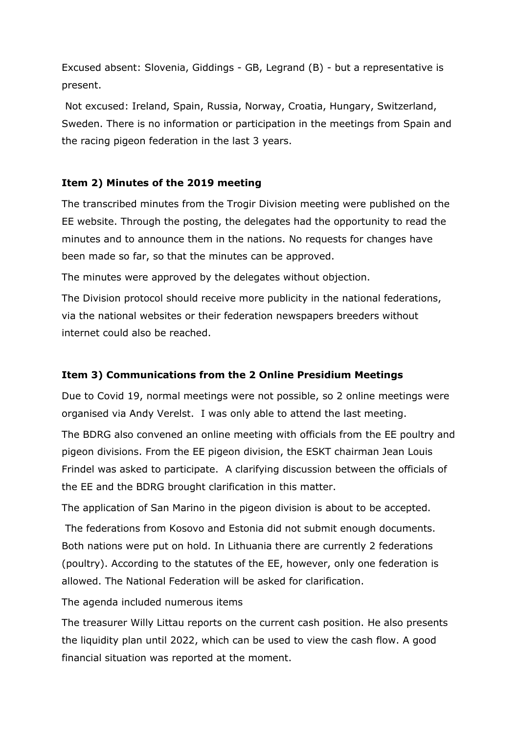Excused absent: Slovenia, Giddings - GB, Legrand (B) - but a representative is present.

Not excused: Ireland, Spain, Russia, Norway, Croatia, Hungary, Switzerland, Sweden. There is no information or participation in the meetings from Spain and the racing pigeon federation in the last 3 years.

### Item 2) Minutes of the 2019 meeting

The transcribed minutes from the Trogir Division meeting were published on the EE website. Through the posting, the delegates had the opportunity to read the minutes and to announce them in the nations. No requests for changes have been made so far, so that the minutes can be approved.

The minutes were approved by the delegates without objection.

The Division protocol should receive more publicity in the national federations, via the national websites or their federation newspapers breeders without internet could also be reached.

### Item 3) Communications from the 2 Online Presidium Meetings

Due to Covid 19, normal meetings were not possible, so 2 online meetings were organised via Andy Verelst. I was only able to attend the last meeting.

The BDRG also convened an online meeting with officials from the EE poultry and pigeon divisions. From the EE pigeon division, the ESKT chairman Jean Louis Frindel was asked to participate. A clarifying discussion between the officials of the EE and the BDRG brought clarification in this matter.

The application of San Marino in the pigeon division is about to be accepted.

The federations from Kosovo and Estonia did not submit enough documents. Both nations were put on hold. In Lithuania there are currently 2 federations (poultry). According to the statutes of the EE, however, only one federation is allowed. The National Federation will be asked for clarification.

The agenda included numerous items

The treasurer Willy Littau reports on the current cash position. He also presents the liquidity plan until 2022, which can be used to view the cash flow. A good financial situation was reported at the moment.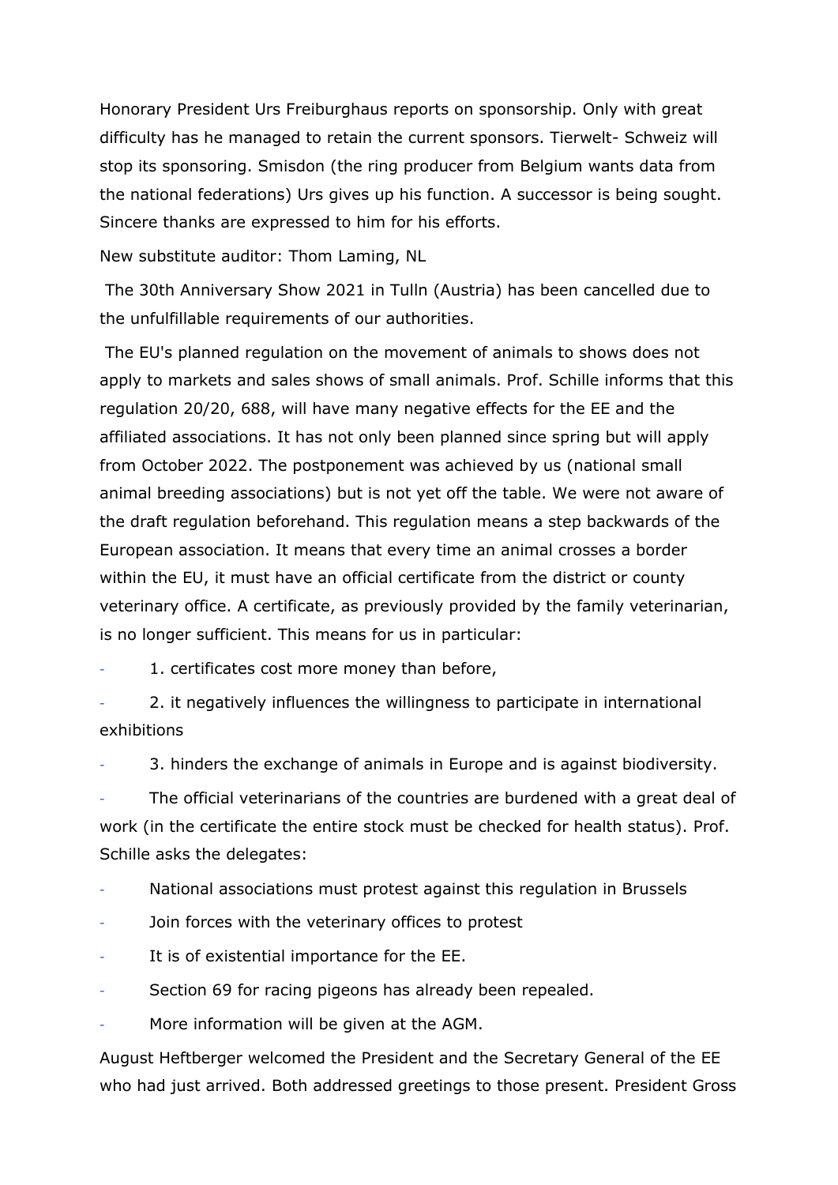Honorary President Urs Freiburghaus reports on sponsorship. Only with great difficulty has he managed to retain the current sponsors. Tierwelt- Schweiz will stop its sponsoring. Smisdon (the ring producer from Belgium wants data from the national federations) Urs gives up his function. A successor is being sought. Sincere thanks are expressed to him for his efforts.

New substitute auditor: Thom Laming, NL

The 30th Anniversary Show 2021 in Tulln (Austria) has been cancelled due to the unfulfillable requirements of our authorities.

The EU's planned regulation on the movement of animals to shows does not apply to markets and sales shows of small animals. Prof. Schille informs that this regulation 20/20, 688, will have many negative effects for the EE and the affiliated associations. It has not only been planned since spring but will apply from October 2022. The postponement was achieved by us (national small animal breeding associations) but is not yet off the table. We were not aware of the draft regulation beforehand. This regulation means a step backwards of the European association. It means that every time an animal crosses a border within the EU, it must have an official certificate from the district or county veterinary office. A certificate, as previously provided by the family veterinarian, is no longer sufficient. This means for us in particular:

- 1. certificates cost more money than before,
- 2. it negatively influences the willingness to participate in international exhibitions
- 3. hinders the exchange of animals in Europe and is against biodiversity.
- The official veterinarians of the countries are burdened with a great deal of work (in the certificate the entire stock must be checked for health status). Prof. Schille asks the delegates:
- National associations must protest against this regulation in Brussels
- Join forces with the veterinary offices to protest
- It is of existential importance for the EE.
- Section 69 for racing pigeons has already been repealed.
- More information will be given at the AGM.

August Heftberger welcomed the President and the Secretary General of the EE who had just arrived. Both addressed greetings to those present. President Gross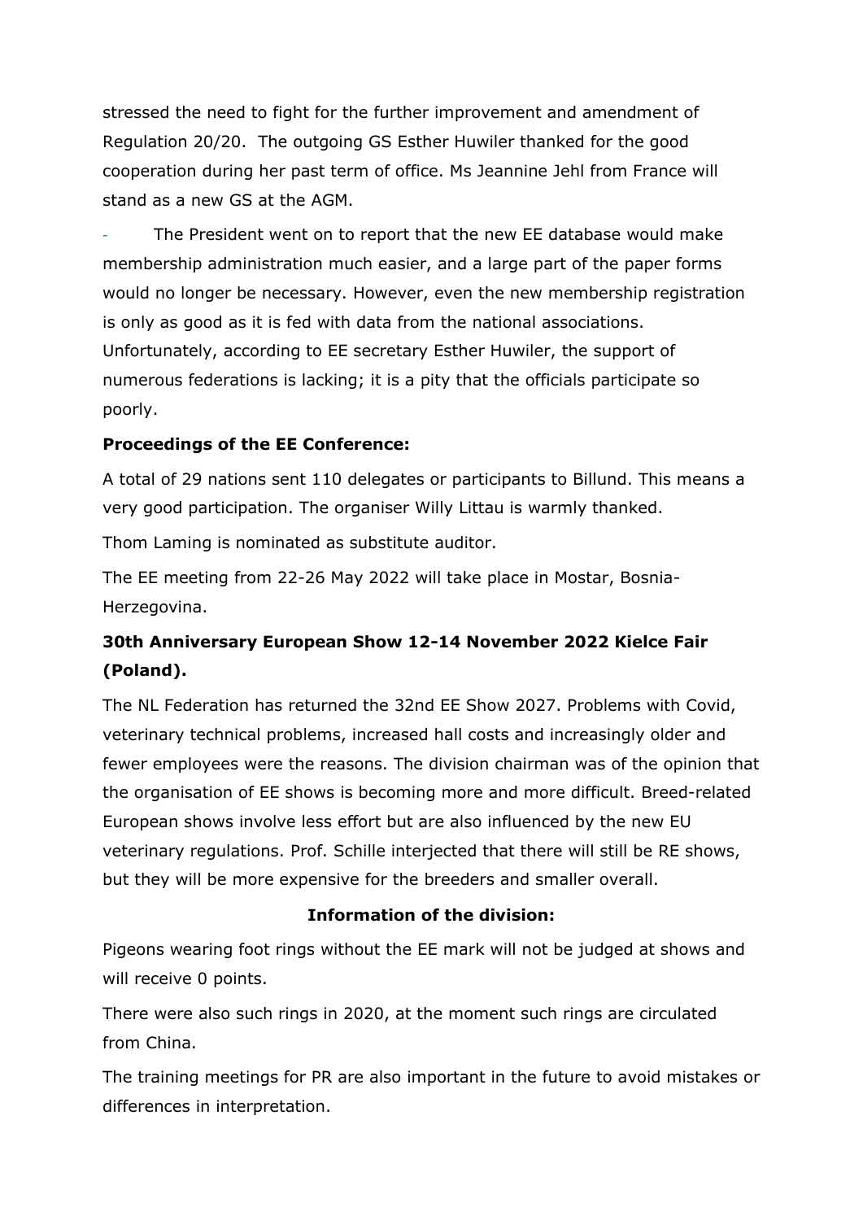stressed the need to fight for the further improvement and amendment of Regulation 20/20. The outgoing GS Esther Huwiler thanked for the good cooperation during her past term of office. Ms Jeannine Jehl from France will stand as a new GS at the AGM.

- The President went on to report that the new EE database would make membership administration much easier, and a large part of the paper forms would no longer be necessary. However, even the new membership registration is only as good as it is fed with data from the national associations. Unfortunately, according to EE secretary Esther Huwiler, the support of numerous federations is lacking; it is a pity that the officials participate so poorly.

**Proceedings of the EE Conference:**

A total of 29 nations sent 110 delegates or participants to Billund. This means a very good participation. The organiser Willy Littau is warmly thanked.

Thom Laming is nominated as substitute auditor.

The EE meeting from 22-26 May 2022 will take place in Mostar, Bosnia-Herzegovina.

**30th Anniversary European Show 12-14 November 2022 Kielce Fair (Poland).**

The NL Federation has returned the 32nd EE Show 2027. Problems with Covid, veterinary technical problems, increased hall costs and increasingly older and fewer employees were the reasons. The division chairman was of the opinion that the organisation of EE shows is becoming more and more difficult. Breed-related European shows involve less effort but are also influenced by the new EU veterinary regulations. Prof. Schille interjected that there will still be RE shows, but they will be more expensive for the breeders and smaller overall.

**Information of the division:**

Pigeons wearing foot rings without the EE mark will not be judged at shows and will receive 0 points.

There were also such rings in 2020, at the moment such rings are circulated from China.

The training meetings for PR are also important in the future to avoid mistakes or differences in interpretation.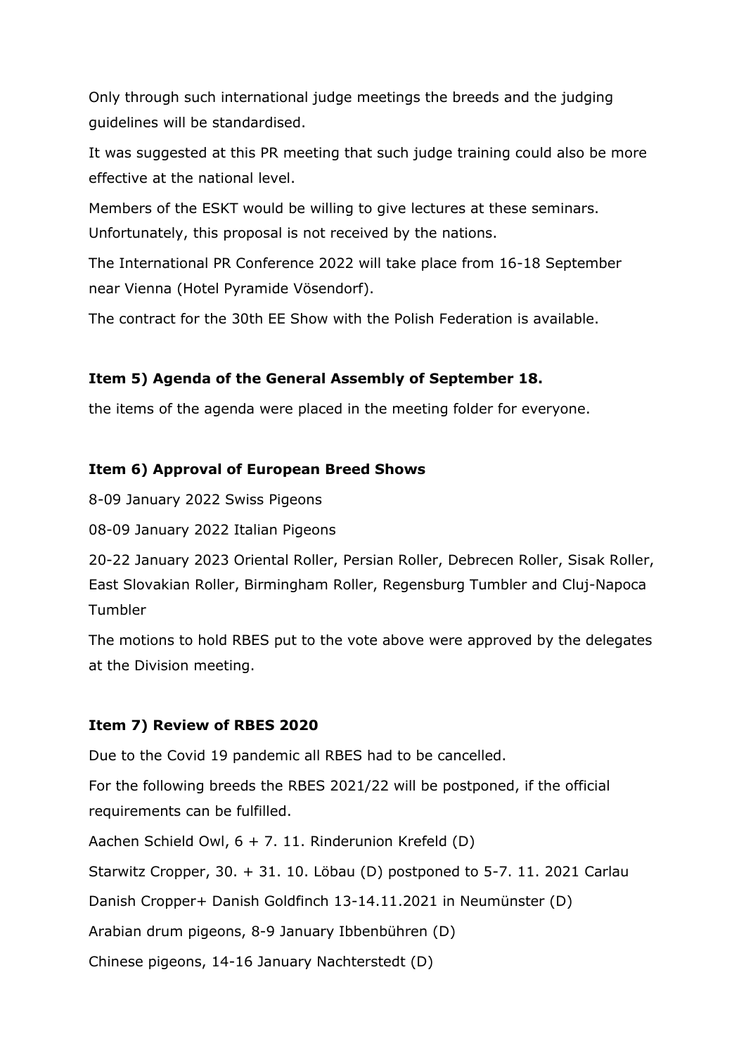Only through such international judge meetings the breeds and the judging guidelines will be standardised.

It was suggested at this PR meeting that such judge training could also be more effective at the national level.

Members of the ESKT would be willing to give lectures at these seminars. Unfortunately, this proposal is not received by the nations.

The International PR Conference 2022 will take place from 16-18 September near Vienna (Hotel Pyramide Vösendorf).

The contract for the 30th EE Show with the Polish Federation is available.

**Item 5) Agenda of the General Assembly of September 18.**

the items of the agenda were placed in the meeting folder for everyone.

**Item 6) Approval of European Breed Shows**

8-09 January 2022 Swiss Pigeons

08-09 January 2022 Italian Pigeons

20-22 January 2023 Oriental Roller, Persian Roller, Debrecen Roller, Sisak Roller, East Slovakian Roller, Birmingham Roller, Regensburg Tumbler and Cluj-Napoca Tumbler

The motions to hold RBES put to the vote above were approved by the delegates at the Division meeting.

**Item 7) Review of RBES 2020**

Due to the Covid 19 pandemic all RBES had to be cancelled.

For the following breeds the RBES 2021/22 will be postponed, if the official requirements can be fulfilled.

Aachen Schield Owl, 6 + 7. 11. Rinderunion Krefeld (D)

Starwitz Cropper, 30. + 31. 10. Löbau (D) postponed to 5-7. 11. 2021 Carlau

Danish Cropper+ Danish Goldfinch 13-14.11.2021 in Neumünster (D)

Arabian drum pigeons, 8-9 January Ibbenbühren (D)

Chinese pigeons, 14-16 January Nachterstedt (D)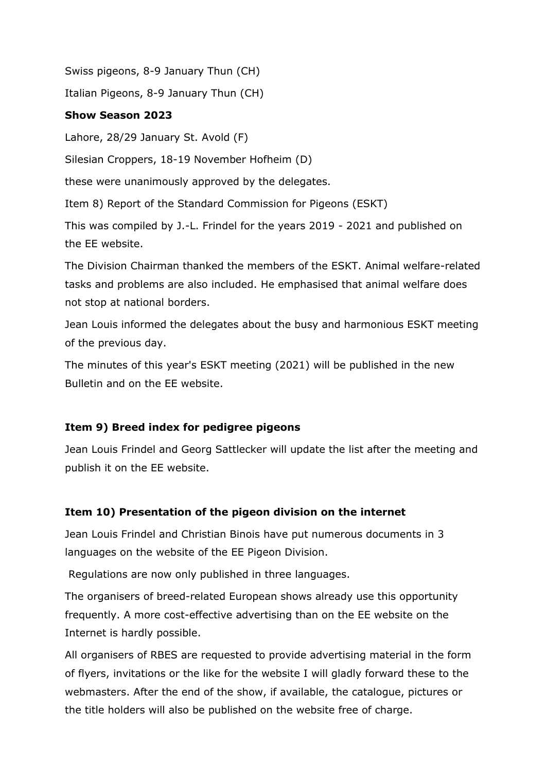Swiss pigeons, 8-9 January Thun (CH)

Italian Pigeons, 8-9 January Thun (CH)

**Show Season 2023**

Lahore, 28/29 January St. Avold (F)

Silesian Croppers, 18-19 November Hofheim (D)

these were unanimously approved by the delegates.

Item 8) Report of the Standard Commission for Pigeons (ESKT)

This was compiled by J.-L. Frindel for the years 2019 - 2021 and published on the EE website.

The Division Chairman thanked the members of the ESKT. Animal welfare-related tasks and problems are also included. He emphasised that animal welfare does not stop at national borders.

Jean Louis informed the delegates about the busy and harmonious ESKT meeting of the previous day.

The minutes of this year's ESKT meeting (2021) will be published in the new Bulletin and on the EE website.

**Item 9) Breed index for pedigree pigeons**

Jean Louis Frindel and Georg Sattlecker will update the list after the meeting and publish it on the EE website.

**Item 10) Presentation of the pigeon division on the internet**

Jean Louis Frindel and Christian Binois have put numerous documents in 3 languages on the website of the EE Pigeon Division.

Regulations are now only published in three languages.

The organisers of breed-related European shows already use this opportunity frequently. A more cost-effective advertising than on the EE website on the Internet is hardly possible.

All organisers of RBES are requested to provide advertising material in the form of flyers, invitations or the like for the website I will gladly forward these to the webmasters. After the end of the show, if available, the catalogue, pictures or the title holders will also be published on the website free of charge.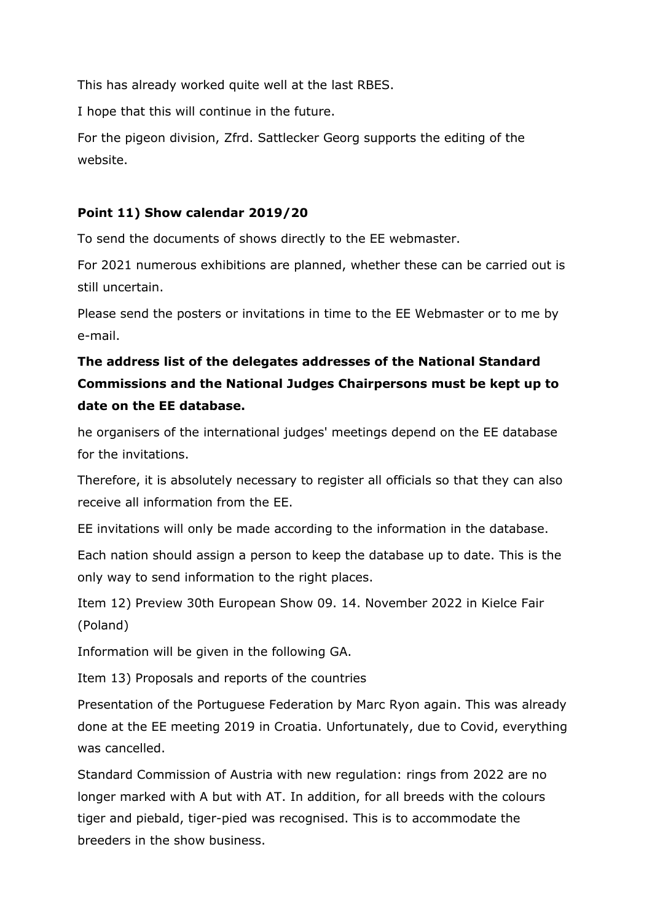This has already worked quite well at the last RBES.

I hope that this will continue in the future.

For the pigeon division, Zfrd. Sattlecker Georg supports the editing of the website.

**Point 11) Show calendar 2019/20**

To send the documents of shows directly to the EE webmaster.

For 2021 numerous exhibitions are planned, whether these can be carried out is still uncertain.

Please send the posters or invitations in time to the EE Webmaster or to me by e-mail.

**The address list of the delegates addresses of the National Standard Commissions and the National Judges Chairpersons must be kept up to date on the EE database.**

he organisers of the international judges' meetings depend on the EE database for the invitations.

Therefore, it is absolutely necessary to register all officials so that they can also receive all information from the EE.

EE invitations will only be made according to the information in the database.

Each nation should assign a person to keep the database up to date. This is the only way to send information to the right places.

Item 12) Preview 30th European Show 09. 14. November 2022 in Kielce Fair (Poland)

Information will be given in the following GA.

Item 13) Proposals and reports of the countries

Presentation of the Portuguese Federation by Marc Ryon again. This was already done at the EE meeting 2019 in Croatia. Unfortunately, due to Covid, everything was cancelled.

Standard Commission of Austria with new regulation: rings from 2022 are no longer marked with A but with AT. In addition, for all breeds with the colours tiger and piebald, tiger-pied was recognised. This is to accommodate the breeders in the show business.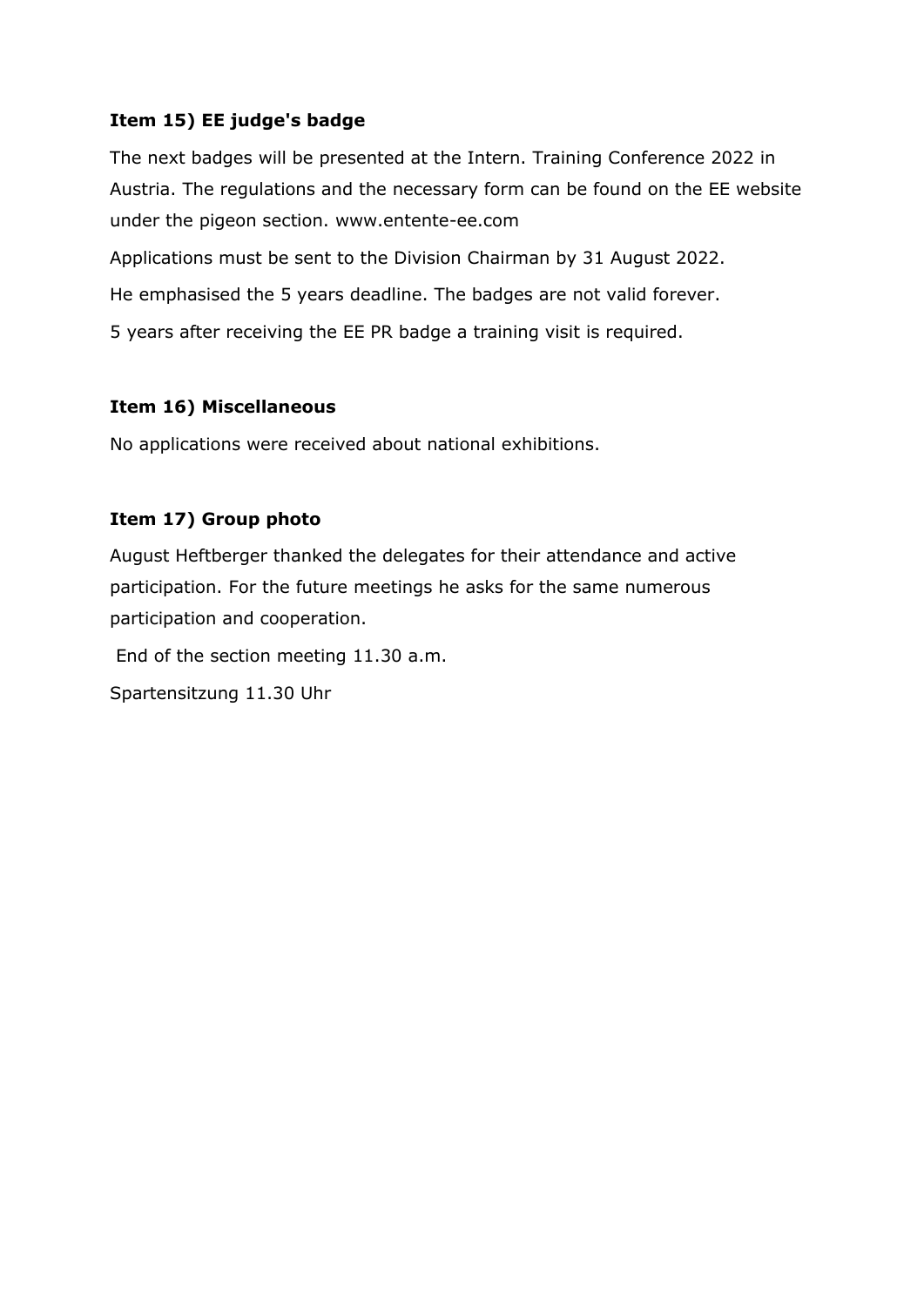**Item 15) EE judge's badge**

The next badges will be presented at the Intern. Training Conference 2022 in Austria. The regulations and the necessary form can be found on the EE website under the pigeon section. www.entente-ee.com

Applications must be sent to the Division Chairman by 31 August 2022.

He emphasised the 5 years deadline. The badges are not valid forever.

5 years after receiving the EE PR badge a training visit is required.

**Item 16) Miscellaneous**

No applications were received about national exhibitions.

**Item 17) Group photo**

August Heftberger thanked the delegates for their attendance and active participation. For the future meetings he asks for the same numerous participation and cooperation.

End of the section meeting 11.30 a.m.

Spartensitzung 11.30 Uhr